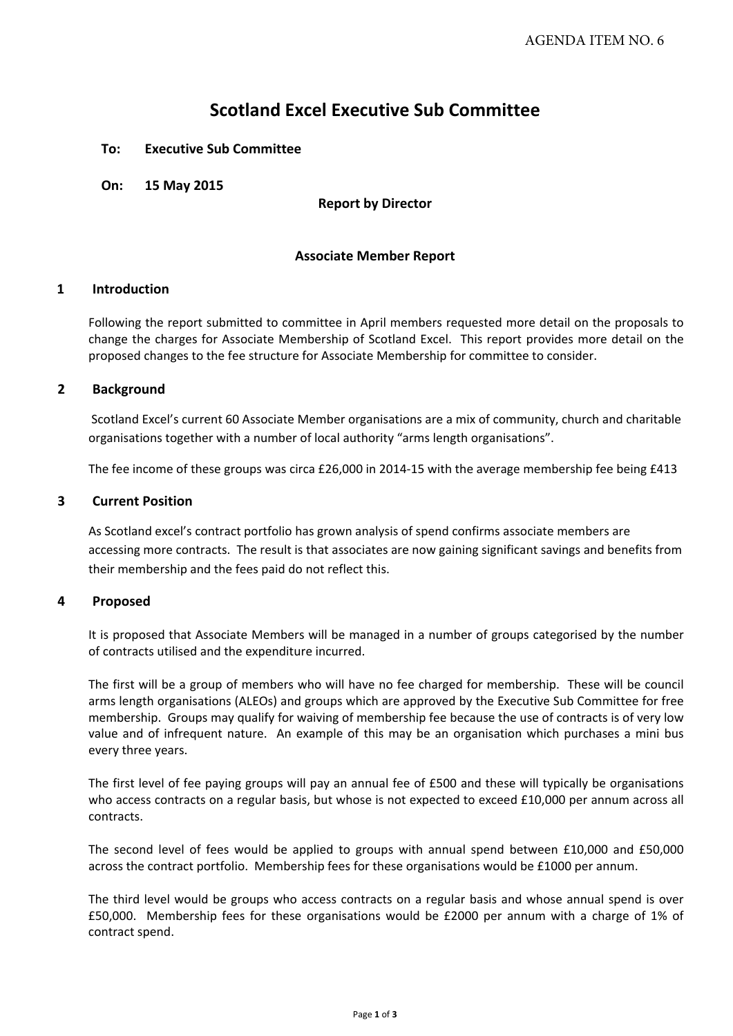AGENDA ITEM NO. 6

# Scotland Excel Executive Sub Committee

**To: Executive Sub Committee**

**On: 15 May 2015**

**Report by Director**

**Associate Member Report**

## 1 Introduction

Following the report submitted to committee in April members requested more detail on the proposals to change the charges for Associate Membership of Scotland Excel. This report provides more detail on the proposed changes to the fee structure for Associate Membership for committee to consider.

## 2 Background

Scotland Excel's current 60 Associate Member organisations are a mix of community, church and charitable organisations together with a number of local authority "arms length organisations".

The fee income of these groups was circa £26,000 in 2014-15 with the average membership fee being £413

## 3 Current Position

As Scotland excel's contract portfolio has grown analysis of spend confirms associate members are accessing more contracts. The result is that associates are now gaining significant savings and benefits from their membership and the fees paid do not reflect this.

## 4 Proposed

It is proposed that Associate Members will be managed in a number of groups categorised by the number of contracts utilised and the expenditure incurred.

The first will be a group of members who will have no fee charged for membership. These will be council arms length organisations (ALEOs) and groups which are approved by the Executive Sub Committee for free membership. Groups may qualify for waiving of membership fee because the use of contracts is of very low value and of infrequent nature. An example of this may be an organisation which purchases a mini bus every three years.

The first level of fee paying groups will pay an annual fee of £500 and these will typically be organisations who access contracts on a regular basis, but whose is not expected to exceed £10,000 per annum across all contracts.

The second level of fees would be applied to groups with annual spend between £10,000 and £50,000 across the contract portfolio. Membership fees for these organisations would be £1000 per annum.

The third level would be groups who access contracts on a regular basis and whose annual spend is over £50,000. Membership fees for these organisations would be £2000 per annum with a charge of 1% of contract spend.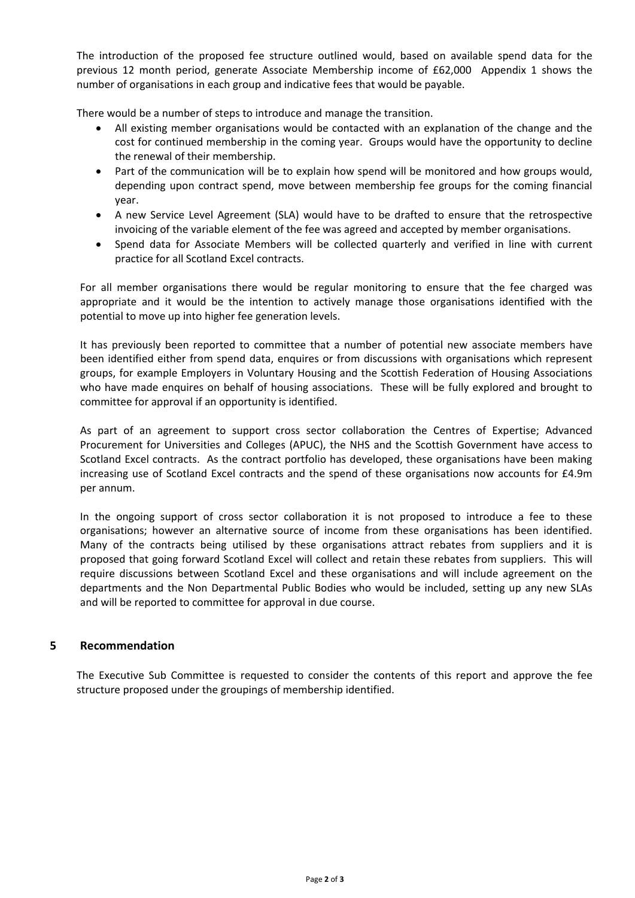The introduction of the proposed fee structure outlined would, based on available spend data for the previous 12 month period, generate Associate Membership income of £62,000  Appendix 1 shows the number of organisations in each group and indicative fees that would be payable.

There would be a number of steps to introduce and manage the transition.

- All existing member organisations would be contacted with an explanation of the change and the cost for continued membership in the coming year.  Groups would have the opportunity to decline the renewal of their membership.
- Part of the communication will be to explain how spend will be monitored and how groups would, depending upon contract spend, move between membership fee groups for the coming financial year.
- A new Service Level Agreement (SLA) would have to be drafted to ensure that the retrospective invoicing of the variable element of the fee was agreed and accepted by member organisations.
- Spend data for Associate Members will be collected quarterly and verified in line with current practice for all Scotland Excel contracts.

For all member organisations there would be regular monitoring to ensure that the fee charged was appropriate and it would be the intention to actively manage those organisations identified with the potential to move up into higher fee generation levels.

It has previously been reported to committee that a number of potential new associate members have been identified either from spend data, enquires or from discussions with organisations which represent groups, for example Employers in Voluntary Housing and the Scottish Federation of Housing Associations who have made enquires on behalf of housing associations.  These will be fully explored and brought to committee for approval if an opportunity is identified.

As part of an agreement to support cross sector collaboration the Centres of Expertise; Advanced Procurement for Universities and Colleges (APUC), the NHS and the Scottish Government have access to Scotland Excel contracts.  As the contract portfolio has developed, these organisations have been making increasing use of Scotland Excel contracts and the spend of these organisations now accounts for £4.9m per annum.

In the ongoing support of cross sector collaboration it is not proposed to introduce a fee to these organisations; however an alternative source of income from these organisations has been identified. Many of the contracts being utilised by these organisations attract rebates from suppliers and it is proposed that going forward Scotland Excel will collect and retain these rebates from suppliers.  This will require discussions between Scotland Excel and these organisations and will include agreement on the departments and the Non Departmental Public Bodies who would be included, setting up any new SLAs and will be reported to committee for approval in due course.

## 5 Recommendation

The Executive Sub Committee is requested to consider the contents of this report and approve the fee structure proposed under the groupings of membership identified.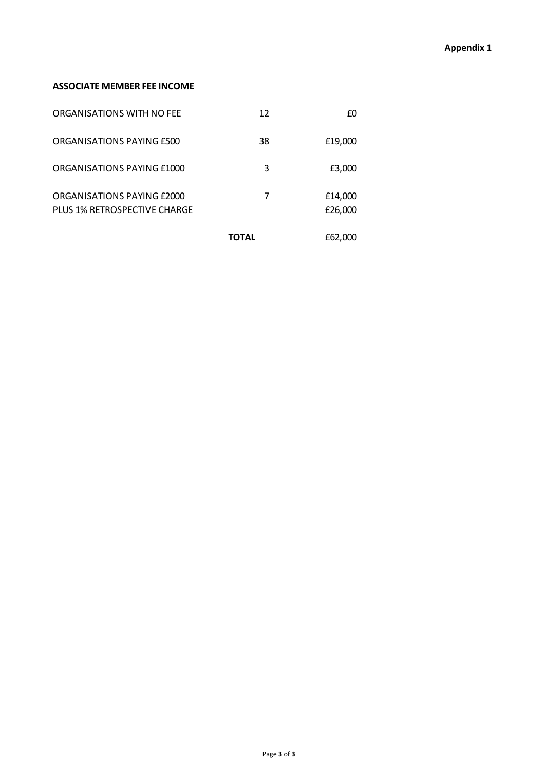**Appendix 1**

**ASSOCIATE MEMBER FEE INCOME**

| | | |
|---|---|---|
| ORGANISATIONS WITH NO FEE | 12 | £0 |
| ORGANISATIONS PAYING £500 | 38 | £19,000 |
| ORGANISATIONS PAYING £1000 | 3 | £3,000 |
| ORGANISATIONS PAYING £2000 | 7 | £14,000 |
| PLUS 1% RETROSPECTIVE CHARGE | | £26,000 |
| | **TOTAL** | £62,000 |